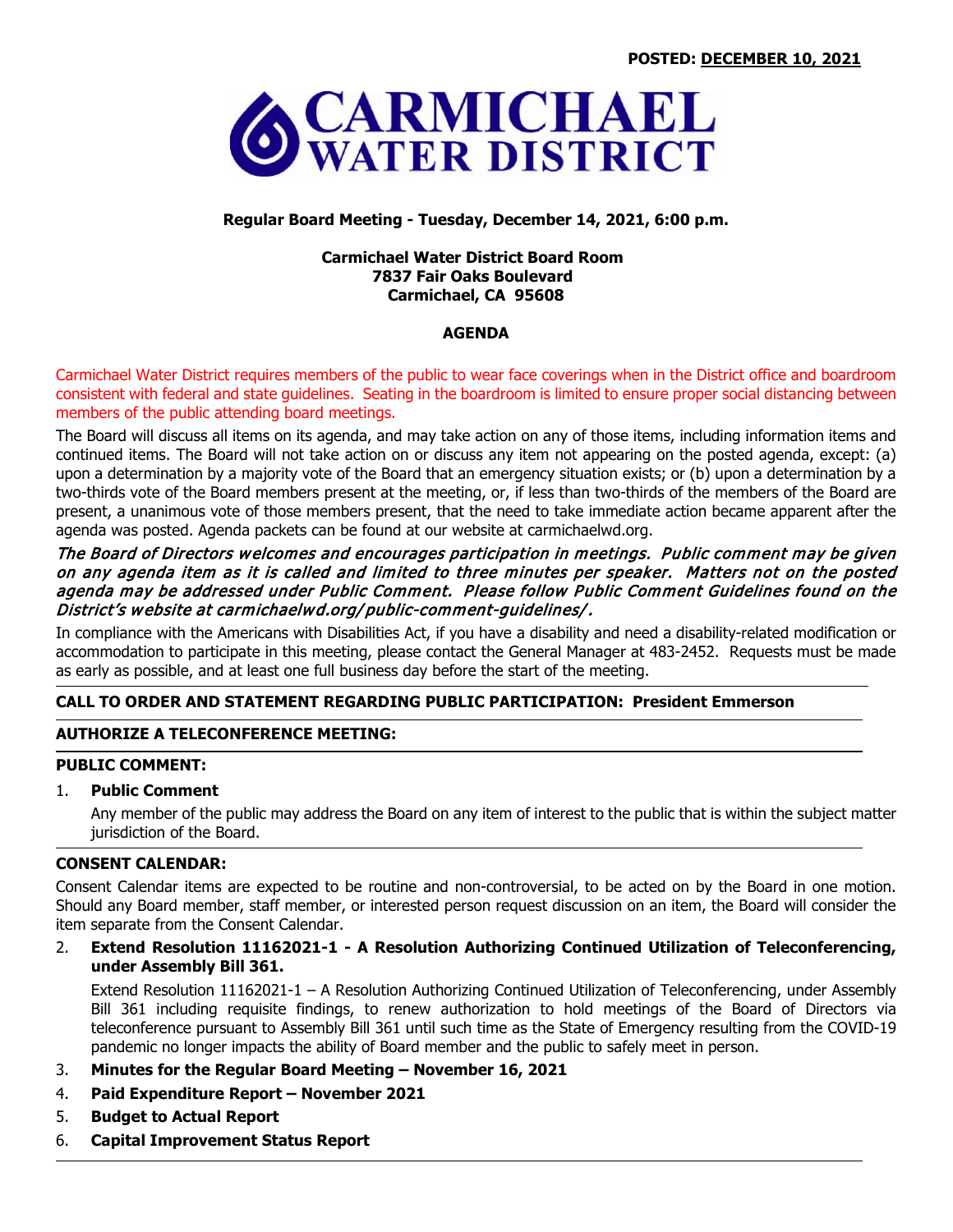**POSTED: DECEMBER 10, 2021**

# CARMICHAEL WATER DISTRICT

**Regular Board Meeting - Tuesday, December 14, 2021, 6:00 p.m.**

**Carmichael Water District Board Room**
**7837 Fair Oaks Boulevard**
**Carmichael, CA 95608**

## AGENDA

Carmichael Water District requires members of the public to wear face coverings when in the District office and boardroom consistent with federal and state guidelines. Seating in the boardroom is limited to ensure proper social distancing between members of the public attending board meetings.

The Board will discuss all items on its agenda, and may take action on any of those items, including information items and continued items. The Board will not take action on or discuss any item not appearing on the posted agenda, except: (a) upon a determination by a majority vote of the Board that an emergency situation exists; or (b) upon a determination by a two-thirds vote of the Board members present at the meeting, or, if less than two-thirds of the members of the Board are present, a unanimous vote of those members present, that the need to take immediate action became apparent after the agenda was posted. Agenda packets can be found at our website at carmichaelwd.org.

*The Board of Directors welcomes and encourages participation in meetings. Public comment may be given on any agenda item as it is called and limited to three minutes per speaker. Matters not on the posted agenda may be addressed under Public Comment. Please follow Public Comment Guidelines found on the District's website at carmichaelwd.org/public-comment-guidelines/.*

In compliance with the Americans with Disabilities Act, if you have a disability and need a disability-related modification or accommodation to participate in this meeting, please contact the General Manager at 483-2452. Requests must be made as early as possible, and at least one full business day before the start of the meeting.

---

**CALL TO ORDER AND STATEMENT REGARDING PUBLIC PARTICIPATION: President Emmerson**

---

**AUTHORIZE A TELECONFERENCE MEETING:**

---

**PUBLIC COMMENT:**

1. **Public Comment**

   Any member of the public may address the Board on any item of interest to the public that is within the subject matter jurisdiction of the Board.

---

**CONSENT CALENDAR:**

Consent Calendar items are expected to be routine and non-controversial, to be acted on by the Board in one motion. Should any Board member, staff member, or interested person request discussion on an item, the Board will consider the item separate from the Consent Calendar.

2. **Extend Resolution 11162021-1 - A Resolution Authorizing Continued Utilization of Teleconferencing, under Assembly Bill 361.**

   Extend Resolution 11162021-1 – A Resolution Authorizing Continued Utilization of Teleconferencing, under Assembly Bill 361 including requisite findings, to renew authorization to hold meetings of the Board of Directors via teleconference pursuant to Assembly Bill 361 until such time as the State of Emergency resulting from the COVID-19 pandemic no longer impacts the ability of Board member and the public to safely meet in person.

3. **Minutes for the Regular Board Meeting – November 16, 2021**
4. **Paid Expenditure Report – November 2021**
5. **Budget to Actual Report**
6. **Capital Improvement Status Report**

---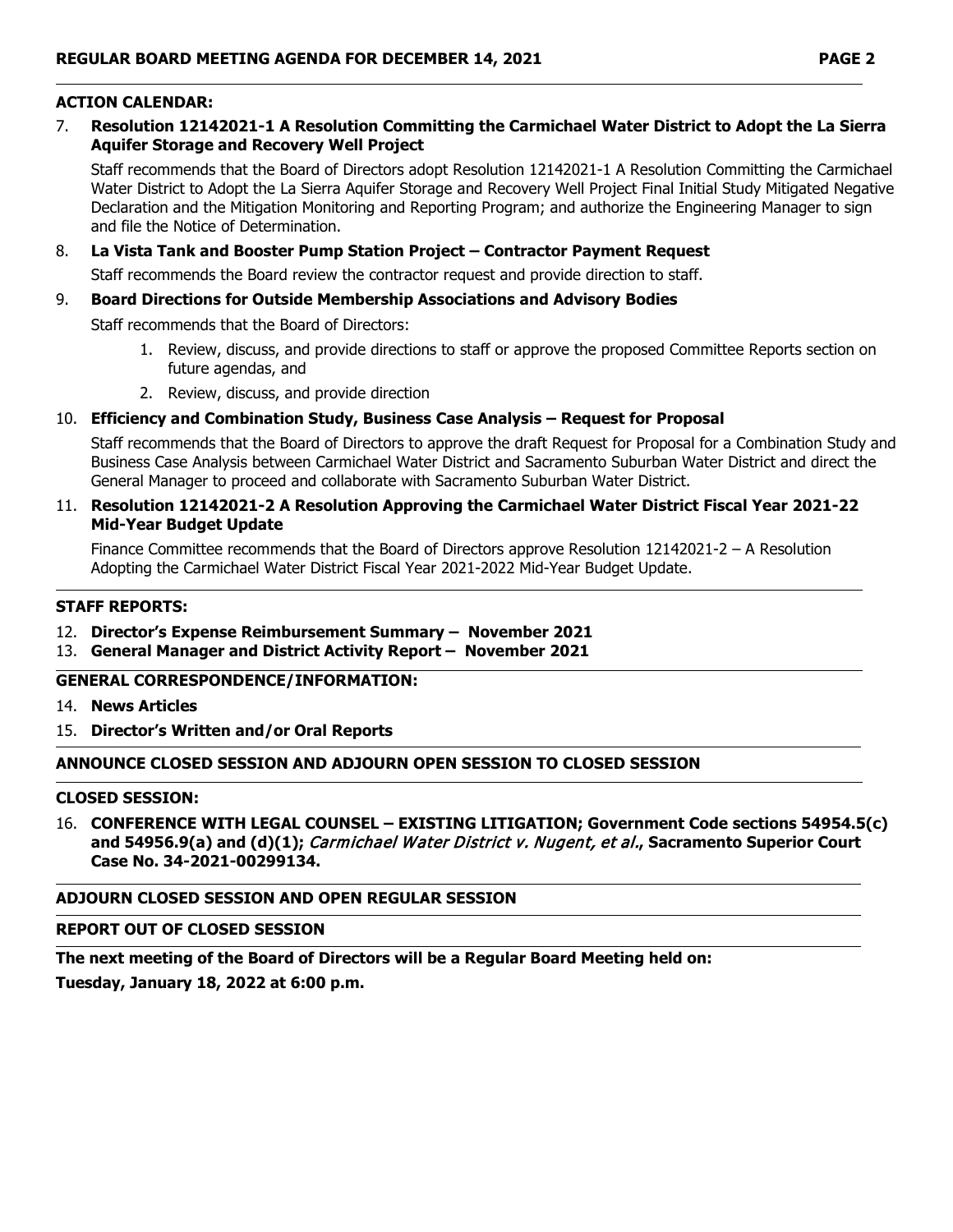## ACTION CALENDAR:

7. **Resolution 12142021-1 A Resolution Committing the Carmichael Water District to Adopt the La Sierra Aquifer Storage and Recovery Well Project**

   Staff recommends that the Board of Directors adopt Resolution 12142021-1 A Resolution Committing the Carmichael Water District to Adopt the La Sierra Aquifer Storage and Recovery Well Project Final Initial Study Mitigated Negative Declaration and the Mitigation Monitoring and Reporting Program; and authorize the Engineering Manager to sign and file the Notice of Determination.

8. **La Vista Tank and Booster Pump Station Project – Contractor Payment Request**

   Staff recommends the Board review the contractor request and provide direction to staff.

9. **Board Directions for Outside Membership Associations and Advisory Bodies**

   Staff recommends that the Board of Directors:

   1. Review, discuss, and provide directions to staff or approve the proposed Committee Reports section on future agendas, and
   2. Review, discuss, and provide direction

10. **Efficiency and Combination Study, Business Case Analysis – Request for Proposal**

    Staff recommends that the Board of Directors to approve the draft Request for Proposal for a Combination Study and Business Case Analysis between Carmichael Water District and Sacramento Suburban Water District and direct the General Manager to proceed and collaborate with Sacramento Suburban Water District.

11. **Resolution 12142021-2 A Resolution Approving the Carmichael Water District Fiscal Year 2021-22 Mid-Year Budget Update**

    Finance Committee recommends that the Board of Directors approve Resolution 12142021-2 – A Resolution Adopting the Carmichael Water District Fiscal Year 2021-2022 Mid-Year Budget Update.

## STAFF REPORTS:

12. **Director's Expense Reimbursement Summary – November 2021**
13. **General Manager and District Activity Report – November 2021**

## GENERAL CORRESPONDENCE/INFORMATION:

14. **News Articles**
15. **Director's Written and/or Oral Reports**

## ANNOUNCE CLOSED SESSION AND ADJOURN OPEN SESSION TO CLOSED SESSION

## CLOSED SESSION:

16. **CONFERENCE WITH LEGAL COUNSEL – EXISTING LITIGATION; Government Code sections 54954.5(c) and 54956.9(a) and (d)(1);** ***Carmichael Water District v. Nugent, et al*****., Sacramento Superior Court Case No. 34-2021-00299134.**

## ADJOURN CLOSED SESSION AND OPEN REGULAR SESSION

## REPORT OUT OF CLOSED SESSION

**The next meeting of the Board of Directors will be a Regular Board Meeting held on:**

**Tuesday, January 18, 2022 at 6:00 p.m.**